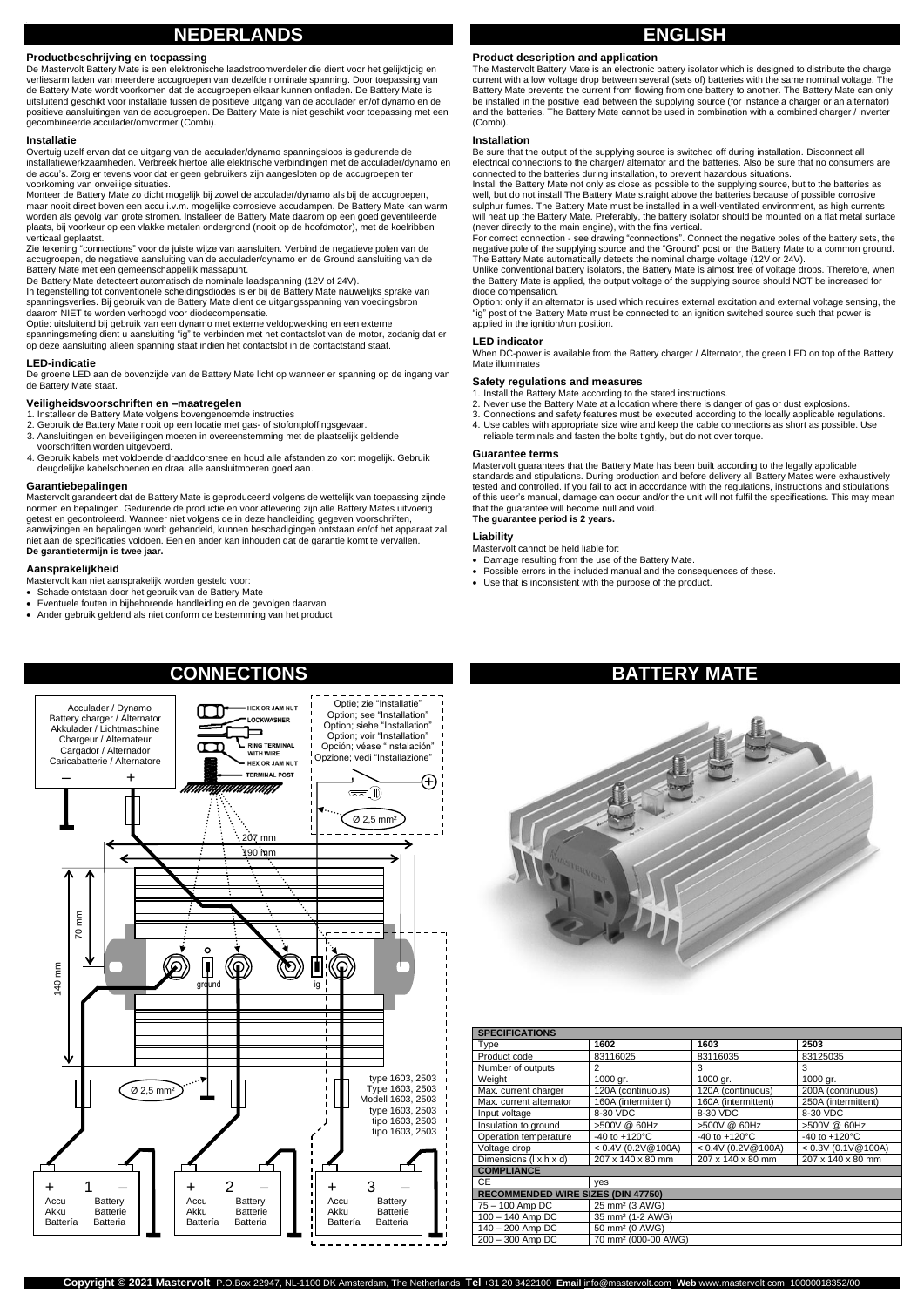# NEDERLANDS

### Productbeschrijving en toepassing

De Mastervolt Battery Mate is een elektronische laadstroomverdeler die dient voor het gelijktijdig en verliesarm laden van meerdere accugroepen van dezelfde nominale spanning. Door toepassing van de Battery Mate wordt voorkomen dat de accugroepen elkaar kunnen ontladen. De Battery Mate is uitsluitend geschikt voor installatie tussen de positieve uitgang van de acculader en/of dynamo en de positieve aansluitingen van de accugroepen. De Battery Mate is niet geschikt voor toepassing met een gecombineerde acculader/omvormer (Combi).

### Installatie

Overtuig uzelf ervan dat de uitgang van de acculader/dynamo spanningsloos is gedurende de installatiewerkzaamheden. Verbreek hiertoe alle elektrische verbindingen met de acculader/dynamo en de accu's. Zorg er tevens voor dat er geen gebruikers zijn aangesloten op de accugroepen ter voorkoming van onveilige situaties.

Monteer de Battery Mate zo dicht mogelijk bij zowel de acculader/dynamo als bij de accugroepen, maar nooit direct boven een accu i.v.m. mogelijke corrosieve accudampen. De Battery Mate kan warm worden als gevolg van grote stromen. Installeer de Battery Mate daarom op een goed geventileerde plaats, bij voorkeur op een vlakke metalen ondergrond (nooit op de hoofdmotor), met de koelribben verticaal geplaatst.

Zie tekening "connections" voor de juiste wijze van aansluiten. Verbind de negatieve polen van de accugroepen, de negatieve aansluiting van de acculader/dynamo en de Ground aansluiting van de Battery Mate met een gemeenschappelijk massapunt.

De Battery Mate detecteert automatisch de nominale laadspanning (12V of 24V).

In tegenstelling tot conventionele scheidingsdiodes is er bij de Battery Mate nauwelijks sprake van spanningsverlies. Bij gebruik van de Battery Mate dient de uitgangsspanning van voedingsbron daarom NIET te worden verhoogd voor diodecompensatie.

Optie: uitsluitend bij gebruik van een dynamo met externe veldopwekking en een externe spanningsmeting dient u aansluiting "ig" te verbinden met het contactslot van de motor, zodanig dat er op deze aansluiting alleen spanning staat indien het contactslot in de contactstand staat.

### LED-indicatie

De groene LED aan de bovenzijde van de Battery Mate licht op wanneer er spanning op de ingang van de Battery Mate staat.

### Veiligheidsvoorschriften en –maatregelen

1. Installeer de Battery Mate volgens bovengenoemde instructies
2. Gebruik de Battery Mate nooit op een locatie met gas- of stofontploffingsgevaar.
3. Aansluitingen en beveiligingen moeten in overeenstemming met de plaatselijk geldende voorschriften worden uitgevoerd.
4. Gebruik kabels met voldoende draaddoorsnee en houd alle afstanden zo kort mogelijk. Gebruik deugdelijke kabelschoenen en draai alle aansluitmoeren goed aan.

### Garantiebepalingen

Mastervolt garandeert dat de Battery Mate is geproduceerd volgens de wettelijk van toepassing zijnde normen en bepalingen. Gedurende de productie en voor aflevering zijn alle Battery Mates uitvoerig getest en gecontroleerd. Wanneer niet volgens de in deze handleiding gegeven voorschriften, aanwijzingen en bepalingen wordt gehandeld, kunnen beschadigingen ontstaan en/of het apparaat zal niet aan de specificaties voldoen. Een en ander kan inhouden dat de garantie komt te vervallen.
**De garantietermijn is twee jaar.**

### Aansprakelijkheid

Mastervolt kan niet aansprakelijk worden gesteld voor:

- Schade ontstaan door het gebruik van de Battery Mate
- Eventuele fouten in bijbehorende handleiding en de gevolgen daarvan
- Ander gebruik geldend als niet conform de bestemming van het product

# ENGLISH

### Product description and application

The Mastervolt Battery Mate is an electronic battery isolator which is designed to distribute the charge current with a low voltage drop between several (sets of) batteries with the same nominal voltage. The Battery Mate prevents the current from flowing from one battery to another. The Battery Mate can only be installed in the positive lead between the supplying source (for instance a charger or an alternator) and the batteries. The Battery Mate cannot be used in combination with a combined charger / inverter (Combi).

### Installation

Be sure that the output of the supplying source is switched off during installation. Disconnect all electrical connections to the charger/ alternator and the batteries. Also be sure that no consumers are connected to the batteries during installation, to prevent hazardous situations.

Install the Battery Mate not only as close as possible to the supplying source, but to the batteries as well, but do not install The Battery Mate straight above the batteries because of possible corrosive sulphur fumes. The Battery Mate must be installed in a well-ventilated environment, as high currents will heat up the Battery Mate. Preferably, the battery isolator should be mounted on a flat metal surface (never directly to the main engine), with the fins vertical.

For correct connection - see drawing "connections". Connect the negative poles of the battery sets, the negative pole of the supplying source and the "Ground" post on the Battery Mate to a common ground. The Battery Mate automatically detects the nominal charge voltage (12V or 24V).

Unlike conventional battery isolators, the Battery Mate is almost free of voltage drops. Therefore, when the Battery Mate is applied, the output voltage of the supplying source should NOT be increased for diode compensation.

Option: only if an alternator is used which requires external excitation and external voltage sensing, the "ig" post of the Battery Mate must be connected to an ignition switched source such that power is applied in the ignition/run position.

### LED indicator

When DC-power is available from the Battery charger / Alternator, the green LED on top of the Battery Mate illuminates

### Safety regulations and measures

1. Install the Battery Mate according to the stated instructions.
2. Never use the Battery Mate at a location where there is danger of gas or dust explosions.
3. Connections and safety features must be executed according to the locally applicable regulations.
4. Use cables with appropriate size wire and keep the cable connections as short as possible. Use reliable terminals and fasten the bolts tightly, but do not over torque.

### Guarantee terms

Mastervolt guarantees that the Battery Mate has been built according to the legally applicable standards and stipulations. During production and before delivery all Battery Mates were exhaustively tested and controlled. If you fail to act in accordance with the regulations, instructions and stipulations of this user's manual, damage can occur and/or the unit will not fulfil the specifications. This may mean that the guarantee will become null and void.
**The guarantee period is 2 years.**

### Liability

Mastervolt cannot be held liable for:

- Damage resulting from the use of the Battery Mate.
- Possible errors in the included manual and the consequences of these.
- Use that is inconsistent with the purpose of the product.

# CONNECTIONS

Acculader / Dynamo
Battery charger / Alternator
Akkulader / Lichtmaschine
Chargeur / Alternateur
Cargador / Alternador
Caricabatterie / Alternatore

HEX OR JAM NUT
LOCKWASHER
RING TERMINAL WITH WIRE
HEX OR JAM NUT
TERMINAL POST

Optie; zie "Installatie"
Option; see "Installation"
Option; siehe "Installation"
Option; voir "Installation"
Opción; véase "Instalación"
Opzione; vedi "Installazione"

Ø 2,5 mm²

207 mm
190 mm
70 mm
140 mm
ground
ig

Ø 2,5 mm²

type 1603, 2503
Type 1603, 2503
Modell 1603, 2503
type 1603, 2503
tipo 1603, 2503
tipo 1603, 2503

\+ 1 – Accu / Akku / Battería — Battery / Batterie / Batteria
\+ 2 – Accu / Akku / Battería — Battery / Batterie / Batteria
\+ 3 – Accu / Akku / Battería — Battery / Batterie / Batteria

# BATTERY MATE

| SPECIFICATIONS | | | |
|---|---|---|---|
| Type | **1602** | **1603** | **2503** |
| Product code | 83116025 | 83116035 | 83125035 |
| Number of outputs | 2 | 3 | 3 |
| Weight | 1000 gr. | 1000 gr. | 1000 gr. |
| Max. current charger | 120A (continuous) | 120A (continuous) | 200A (continuous) |
| Max. current alternator | 160A (intermittent) | 160A (intermittent) | 250A (intermittent) |
| Input voltage | 8-30 VDC | 8-30 VDC | 8-30 VDC |
| Insulation to ground | >500V @ 60Hz | >500V @ 60Hz | >500V @ 60Hz |
| Operation temperature | -40 to +120°C | -40 to +120°C | -40 to +120°C |
| Voltage drop | < 0.4V (0.2V@100A) | < 0.4V (0.2V@100A) | < 0.3V (0.1V@100A) |
| Dimensions (l x h x d) | 207 x 140 x 80 mm | 207 x 140 x 80 mm | 207 x 140 x 80 mm |
| **COMPLIANCE** | | | |
| CE | yes | | |
| **RECOMMENDED WIRE SIZES (DIN 47750)** | | | |
| 75 – 100 Amp DC | 25 mm² (3 AWG) | | |
| 100 – 140 Amp DC | 35 mm² (1-2 AWG) | | |
| 140 – 200 Amp DC | 50 mm² (0 AWG) | | |
| 200 – 300 Amp DC | 70 mm² (000-00 AWG) | | |

**Copyright © 2021 Mastervolt** P.O.Box 22947, NL-1100 DK Amsterdam, The Netherlands **Tel** +31 20 3422100 **Email** info@mastervolt.com **Web** www.mastervolt.com 10000018352/00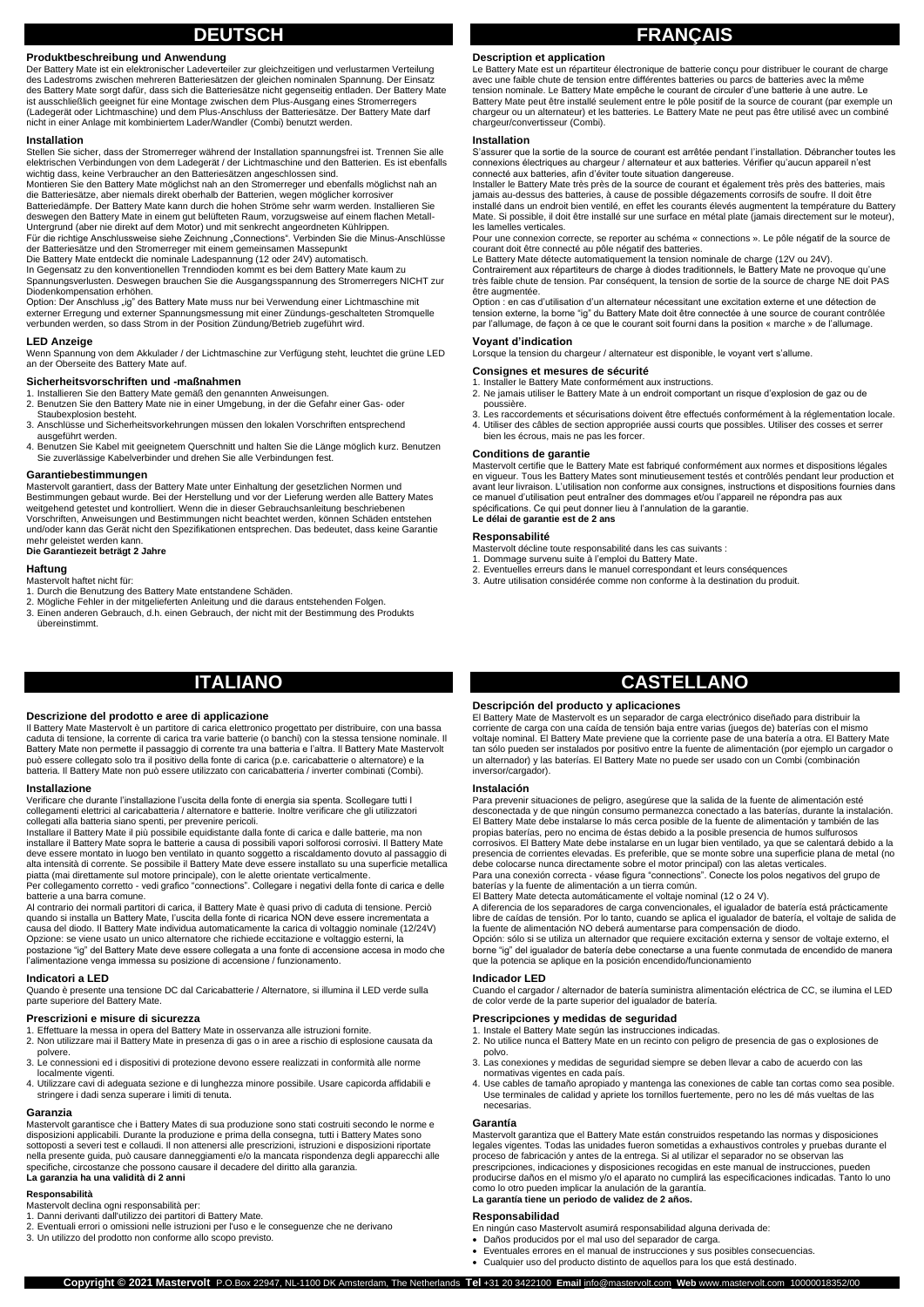# DEUTSCH

### Produktbeschreibung und Anwendung

Der Battery Mate ist ein elektronischer Ladeverteiler zur gleichzeitigen und verlustarmen Verteilung des Ladestroms zwischen mehreren Batteriesätzen der gleichen nominalen Spannung. Der Einsatz des Battery Mate sorgt dafür, dass sich die Batteriesätze nicht gegenseitig entladen. Der Battery Mate ist ausschließlich geeignet für eine Montage zwischen dem Plus-Ausgang eines Stromerregers (Ladegerät oder Lichtmaschine) und dem Plus-Anschluss der Batteriesätze. Der Battery Mate darf nicht in einer Anlage mit kombiniertem Lader/Wandler (Combi) benutzt werden.

### Installation

Stellen Sie sicher, dass der Stromerreger während der Installation spannungsfrei ist. Trennen Sie alle elektrischen Verbindungen von dem Ladegerät / der Lichtmaschine und den Batterien. Es ist ebenfalls wichtig dass, keine Verbraucher an den Batteriesätzen angeschlossen sind.
Montieren Sie den Battery Mate möglichst nah an den Stromerreger und ebenfalls möglichst nah an die Batteriesätze, aber niemals direkt oberhalb der Batterien, wegen möglicher korrosiver Batteriedämpfe. Der Battery Mate kann durch die hohen Ströme sehr warm werden. Installieren Sie deswegen den Battery Mate in einem gut belüfteten Raum, vorzugsweise auf einem flachen Metall-Untergrund (aber nie direkt auf dem Motor) und mit senkrecht angeordneten Kühlrippen.
Für die richtige Anschlussweise siehe Zeichnung „Connections". Verbinden Sie die Minus-Anschlüsse der Batteriesätze und den Stromerreger mit einem gemeinsamen Massepunkt
Die Battery Mate entdeckt die nominale Ladespannung (12 oder 24V) automatisch.
In Gegensatz zu den konventionellen Trenndioden kommt es bei dem Battery Mate kaum zu Spannungsverlusten. Deswegen brauchen Sie die Ausgangsspannung des Stromerregers NICHT zur Diodenkompensation erhöhen.
Option: Der Anschluss „ig" des Battery Mate muss nur bei Verwendung einer Lichtmaschine mit externer Erregung und externer Spannungsmessung mit einer Zündungs-geschalteten Stromquelle verbunden werden, so dass Strom in der Position Zündung/Betrieb zugeführt wird.

### LED Anzeige

Wenn Spannung von dem Akkulader / der Lichtmaschine zur Verfügung steht, leuchtet die grüne LED an der Oberseite des Battery Mate auf.

### Sicherheitsvorschriften und -maßnahmen

1. Installieren Sie den Battery Mate gemäß den genannten Anweisungen.
2. Benutzen Sie den Battery Mate nie in einer Umgebung, in der die Gefahr einer Gas- oder Staubexplosion besteht.
3. Anschlüsse und Sicherheitsvorkehrungen müssen den lokalen Vorschriften entsprechend ausgeführt werden.
4. Benutzen Sie Kabel mit geeignetem Querschnitt und halten Sie die Länge möglich kurz. Benutzen Sie zuverlässige Kabelverbinder und drehen Sie alle Verbindungen fest.

### Garantiebestimmungen

Mastervolt garantiert, dass der Battery Mate unter Einhaltung der gesetzlichen Normen und Bestimmungen gebaut wurde. Bei der Herstellung und vor der Lieferung werden alle Battery Mates weitgehend getestet und kontrolliert. Wenn die in dieser Gebrauchsanleitung beschriebenen Vorschriften, Anweisungen und Bestimmungen nicht beachtet werden, können Schäden entstehen und/oder kann das Gerät nicht den Spezifikationen entsprechen. Das bedeutet, dass keine Garantie mehr geleistet werden kann.
**Die Garantiezeit beträgt 2 Jahre**

### Haftung

Mastervolt haftet nicht für:
1. Durch die Benutzung des Battery Mate entstandene Schäden.
2. Mögliche Fehler in der mitgelieferten Anleitung und die daraus entstehenden Folgen.
3. Einen anderen Gebrauch, d.h. einen Gebrauch, der nicht mit der Bestimmung des Produkts übereinstimmt.

# FRANÇAIS

### Description et application

Le Battery Mate est un répartiteur électronique de batterie conçu pour distribuer le courant de charge avec une faible chute de tension entre différentes batteries ou parcs de batteries avec la même tension nominale. Le Battery Mate empêche le courant de circuler d'une batterie à une autre. Le Battery Mate peut être installé seulement entre le pôle positif de la source de courant (par exemple un chargeur ou un alternateur) et les batteries. Le Battery Mate ne peut pas être utilisé avec un combiné chargeur/convertisseur (Combi).

### Installation

S'assurer que la sortie de la source de courant est arrêtée pendant l'installation. Débrancher toutes les connexions électriques au chargeur / alternateur et aux batteries. Vérifier qu'aucun appareil n'est connecté aux batteries, afin d'éviter toute situation dangereuse.
Installer le Battery Mate très près de la source de courant et également très près des batteries, mais jamais au-dessus des batteries, à cause de possible dégazements corrosifs de soufre. Il doit être installé dans un endroit bien ventilé, en effet les courants élevés augmentent la température du Battery Mate. Si possible, il doit être installé sur une surface en métal plate (jamais directement sur le moteur), les lamelles verticales.
Pour une connexion correcte, se reporter au schéma « connections ». Le pôle négatif de la source de courant doit être connecté au pôle négatif des batteries.
Le Battery Mate détecte automatiquement la tension nominale de charge (12V ou 24V).
Contrairement aux répartiteurs de charge à diodes traditionnels, le Battery Mate ne provoque qu'une très faible chute de tension. Par conséquent, la tension de sortie de la source de charge NE doit PAS être augmentée.
Option : en cas d'utilisation d'un alternateur nécessitant une excitation externe et une détection de tension externe, la borne "ig" du Battery Mate doit être connectée à une source de courant contrôlée par l'allumage, de façon à ce que le courant soit fourni dans la position « marche » de l'allumage.

### Voyant d'indication

Lorsque la tension du chargeur / alternateur est disponible, le voyant vert s'allume.

### Consignes et mesures de sécurité

1. Installer le Battery Mate conformément aux instructions.
2. Ne jamais utiliser le Battery Mate à un endroit comportant un risque d'explosion de gaz ou de poussière.
3. Les raccordements et sécurisations doivent être effectués conformément à la réglementation locale.
4. Utiliser des câbles de section appropriée aussi courts que possibles. Utiliser des cosses et serrer bien les écrous, mais ne pas les forcer.

### Conditions de garantie

Mastervolt certifie que le Battery Mate est fabriqué conformément aux normes et dispositions légales en vigueur. Tous les Battery Mates sont minutieusement testés et contrôlés pendant leur production et avant leur livraison. L'utilisation non conforme aux consignes, instructions et dispositions fournies dans ce manuel d'utilisation peut entraîner des dommages et/ou l'appareil ne répondra pas aux spécifications. Ce qui peut donner lieu à l'annulation de la garantie.
**Le délai de garantie est de 2 ans**

### Responsabilité

Mastervolt décline toute responsabilité dans les cas suivants :
1. Dommage survenu suite à l'emploi du Battery Mate.
2. Eventuelles erreurs dans le manuel correspondant et leurs conséquences
3. Autre utilisation considérée comme non conforme à la destination du produit.

# ITALIANO

### Descrizione del prodotto e aree di applicazione

Il Battery Mate Mastervolt è un partitore di carica elettronico progettato per distribuire, con una bassa caduta di tensione, la corrente di carica tra varie batterie (o banchi) con la stessa tensione nominale. Il Battery Mate non permette il passaggio di corrente tra una batteria e l'altra. Il Battery Mate Mastervolt può essere collegato solo tra il positivo della fonte di carica (p.e. caricabatterie o alternatore) e la batteria. Il Battery Mate non può essere utilizzato con caricabatteria / inverter combinati (Combi).

### Installazione

Verificare che durante l'installazione l'uscita della fonte di energia sia spenta. Scollegare tutti I collegamenti elettrici al caricabatteria / alternatore e batterie. Inoltre verificare che gli utilizzatori collegati alla batteria siano spenti, per prevenire pericoli.
Installare il Battery Mate il più possibile equidistante dalla fonte di carica e dalle batterie, ma non installare il Battery Mate sopra le batterie a causa di possibili vapori solforosi corrosivi. Il Battery Mate deve essere montato in luogo ben ventilato in quanto soggetto a riscaldamento dovuto al passaggio di alta intensità di corrente. Se possibile il Battery Mate deve essere installato su una superficie metallica piatta (mai direttamente sul motore principale), con le alette orientate verticalmente.
Per collegamento corretto - vedi grafico "connections". Collegare i negativi della fonte di carica e delle batterie a una barra comune.
Al contrario dei normali partitori di carica, il Battery Mate è quasi privo di caduta di tensione. Perciò quando si installa un Battery Mate, l'uscita della fonte di ricarica NON deve essere incrementata a causa del diodo. Il Battery Mate individua automaticamente la carica di voltaggio nominale (12/24V)
Opzione: se viene usato un unico alternatore che richiede eccitazione e voltaggio esterni, la postazione "ig" del Battery Mate deve essere collegata a una fonte di accensione accesa in modo che l'alimentazione venga immessa su posizione di accensione / funzionamento.

### Indicatori a LED

Quando è presente una tensione DC dal Caricabatterie / Alternatore, si illumina il LED verde sulla parte superiore del Battery Mate.

### Prescrizioni e misure di sicurezza

1. Effettuare la messa in opera del Battery Mate in osservanza alle istruzioni fornite.
2. Non utilizzare mai il Battery Mate in presenza di gas o in aree a rischio di esplosione causata da polvere.
3. Le connessioni ed i dispositivi di protezione devono essere realizzati in conformità alle norme localmente vigenti.
4. Utilizzare cavi di adeguata sezione e di lunghezza minore possibile. Usare capicorda affidabili e stringere i dadi senza superare i limiti di tenuta.

### Garanzia

Mastervolt garantisce che i Battery Mates di sua produzione sono stati costruiti secondo le norme e disposizioni applicabili. Durante la produzione e prima della consegna, tutti i Battery Mates sono sottoposti a severi test e collaudi. Il non attenersi alle prescrizioni, istruzioni e disposizioni riportate nella presente guida, può causare danneggiamenti e/o la mancata rispondenza degli apparecchi alle specifiche, circostanze che possono causare il decadere del diritto alla garanzia.
**La garanzia ha una validità di 2 anni**

### Responsabilità

Mastervolt declina ogni responsabilità per:
1. Danni derivanti dall'utilizzo dei partitori di Battery Mate.
2. Eventuali errori o omissioni nelle istruzioni per l'uso e le conseguenze che ne derivano
3. Un utilizzo del prodotto non conforme allo scopo previsto.

# CASTELLANO

### Descripción del producto y aplicaciones

El Battery Mate de Mastervolt es un separador de carga electrónico diseñado para distribuir la corriente de carga con una caída de tensión baja entre varias (juegos de) baterías con el mismo voltaje nominal. El Battery Mate previene que la corriente pase de una batería a otra. El Battery Mate tan sólo pueden ser instalados por positivo entre la fuente de alimentación (por ejemplo un cargador o un alternador) y las baterías. El Battery Mate no puede ser usado con un Combi (combinación inversor/cargador).

### Instalación

Para prevenir situaciones de peligro, asegúrese que la salida de la fuente de alimentación esté desconectada y de que ningún consumo permanezca conectado a las baterías, durante la instalación. El Battery Mate debe instalarse lo más cerca posible de la fuente de alimentación y también de las propias baterías, pero no encima de éstas debido a la posible presencia de humos sulfurosos corrosivos. El Battery Mate debe instalarse en un lugar bien ventilado, ya que se calentará debido a la presencia de corrientes elevadas. Es preferible, que se monte sobre una superficie plana de metal (no debe colocarse nunca directamente sobre el motor principal) con las aletas verticales.
Para una conexión correcta - véase figura "connections". Conecte los polos negativos del grupo de baterías y la fuente de alimentación a un tierra común.
El Battery Mate detecta automáticamente el voltaje nominal (12 o 24 V).
A diferencia de los separadores de carga convencionales, el igualador de batería está prácticamente libre de caídas de tensión. Por lo tanto, cuando se aplica el igualador de batería, el voltaje de salida de la fuente de alimentación NO deberá aumentarse para compensación de diodo.
Opción: sólo si se utiliza un alternador que requiere excitación externa y sensor de voltaje externo, el borne "ig" del igualador de batería debe conectarse a una fuente conmutada de encendido de manera que la potencia se aplique en la posición encendido/funcionamiento

### Indicador LED

Cuando el cargador / alternador de batería suministra alimentación eléctrica de CC, se ilumina el LED de color verde de la parte superior del igualador de batería.

### Prescripciones y medidas de seguridad

1. Instale el Battery Mate según las instrucciones indicadas.
2. No utilice nunca el Battery Mate en un recinto con peligro de presencia de gas o explosiones de polvo.
3. Las conexiones y medidas de seguridad siempre se deben llevar a cabo de acuerdo con las normativas vigentes en cada país.
4. Use cables de tamaño apropiado y mantenga las conexiones de cable tan cortas como sea posible. Use terminales de calidad y apriete los tornillos fuertemente, pero no les dé más vueltas de las necesarias.

### Garantía

Mastervolt garantiza que el Battery Mate están construidos respetando las normas y disposiciones legales vigentes. Todas las unidades fueron sometidas a exhaustivos controles y pruebas durante el proceso de fabricación y antes de la entrega. Si al utilizar el separador no se observan las prescripciones, indicaciones y disposiciones recogidas en este manual de instrucciones, pueden producirse daños en el mismo y/o el aparato no cumplirá las especificaciones indicadas. Tanto lo uno como lo otro pueden implicar la anulación de la garantía.
**La garantía tiene un periodo de validez de 2 años.**

### Responsabilidad

En ningún caso Mastervolt asumirá responsabilidad alguna derivada de:
- Daños producidos por el mal uso del separador de carga.
- Eventuales errores en el manual de instrucciones y sus posibles consecuencias.
- Cualquier uso del producto distinto de aquellos para los que está destinado.

**Copyright © 2021 Mastervolt** P.O.Box 22947, NL-1100 DK Amsterdam, The Netherlands **Tel** +31 20 3422100 **Email** info@mastervolt.com **Web** www.mastervolt.com 10000018352/00